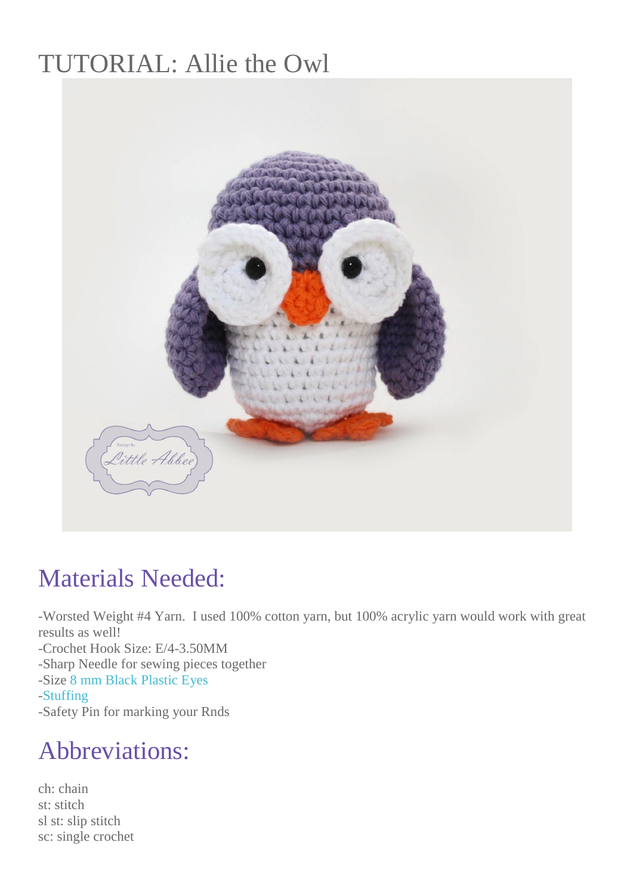# TUTORIAL: Allie the Owl

## Materials Needed:

-Worsted Weight #4 Yarn. I used 100% cotton yarn, but 100% acrylic yarn would work with great results as well!
-Crochet Hook Size: E/4-3.50MM
-Sharp Needle for sewing pieces together
-Size 8 mm Black Plastic Eyes
-Stuffing
-Safety Pin for marking your Rnds

## Abbreviations:

ch: chain
st: stitch
sl st: slip stitch
sc: single crochet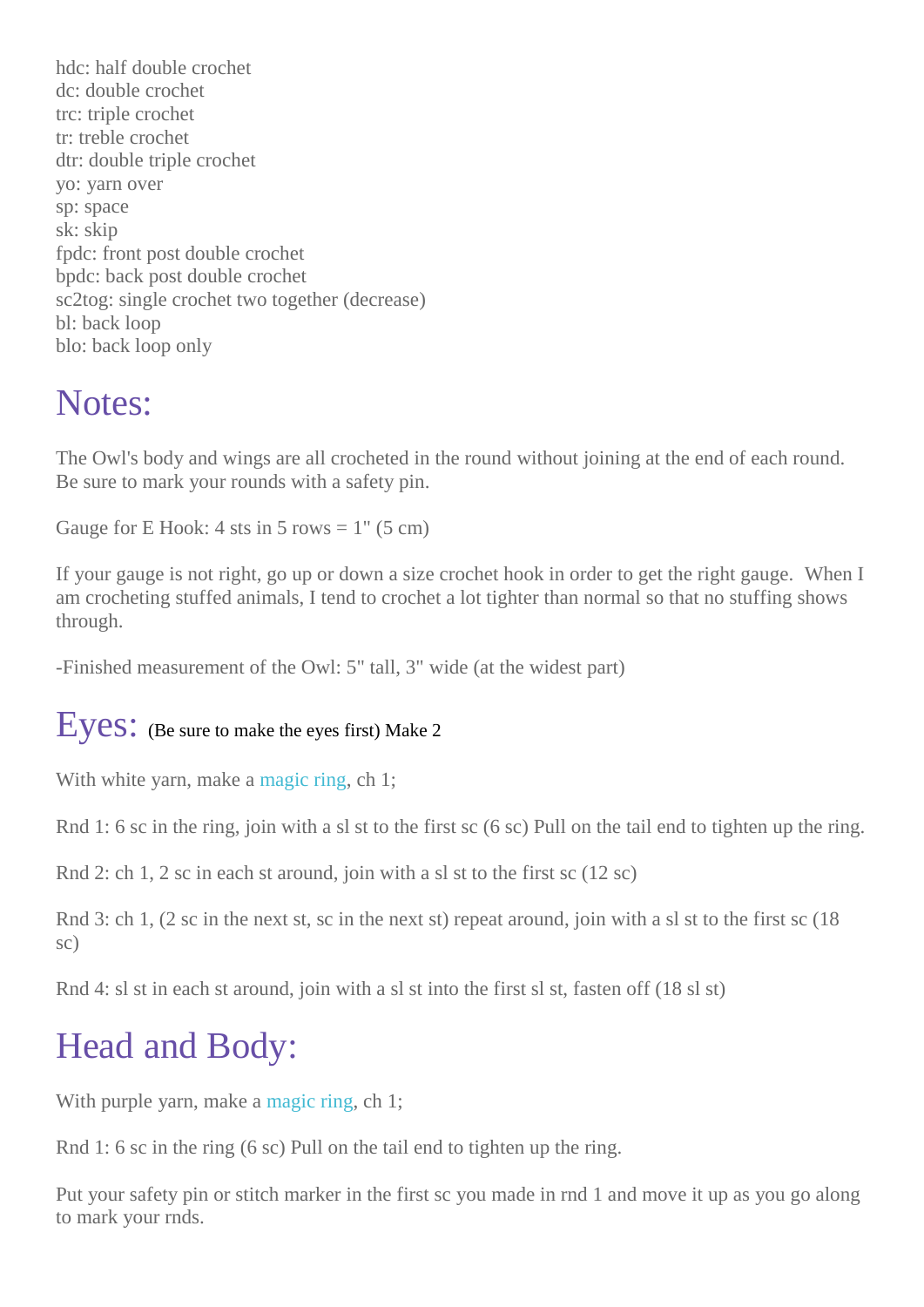hdc: half double crochet
dc: double crochet
trc: triple crochet
tr: treble crochet
dtr: double triple crochet
yo: yarn over
sp: space
sk: skip
fpdc: front post double crochet
bpdc: back post double crochet
sc2tog: single crochet two together (decrease)
bl: back loop
blo: back loop only

## Notes:

The Owl's body and wings are all crocheted in the round without joining at the end of each round. Be sure to mark your rounds with a safety pin.

Gauge for E Hook: 4 sts in 5 rows = 1" (5 cm)

If your gauge is not right, go up or down a size crochet hook in order to get the right gauge. When I am crocheting stuffed animals, I tend to crochet a lot tighter than normal so that no stuffing shows through.

-Finished measurement of the Owl: 5" tall, 3" wide (at the widest part)

## Eyes: (Be sure to make the eyes first) Make 2

With white yarn, make a magic ring, ch 1;

Rnd 1: 6 sc in the ring, join with a sl st to the first sc (6 sc) Pull on the tail end to tighten up the ring.

Rnd 2: ch 1, 2 sc in each st around, join with a sl st to the first sc (12 sc)

Rnd 3: ch 1, (2 sc in the next st, sc in the next st) repeat around, join with a sl st to the first sc (18 sc)

Rnd 4: sl st in each st around, join with a sl st into the first sl st, fasten off (18 sl st)

## Head and Body:

With purple yarn, make a magic ring, ch 1;

Rnd 1: 6 sc in the ring (6 sc) Pull on the tail end to tighten up the ring.

Put your safety pin or stitch marker in the first sc you made in rnd 1 and move it up as you go along to mark your rnds.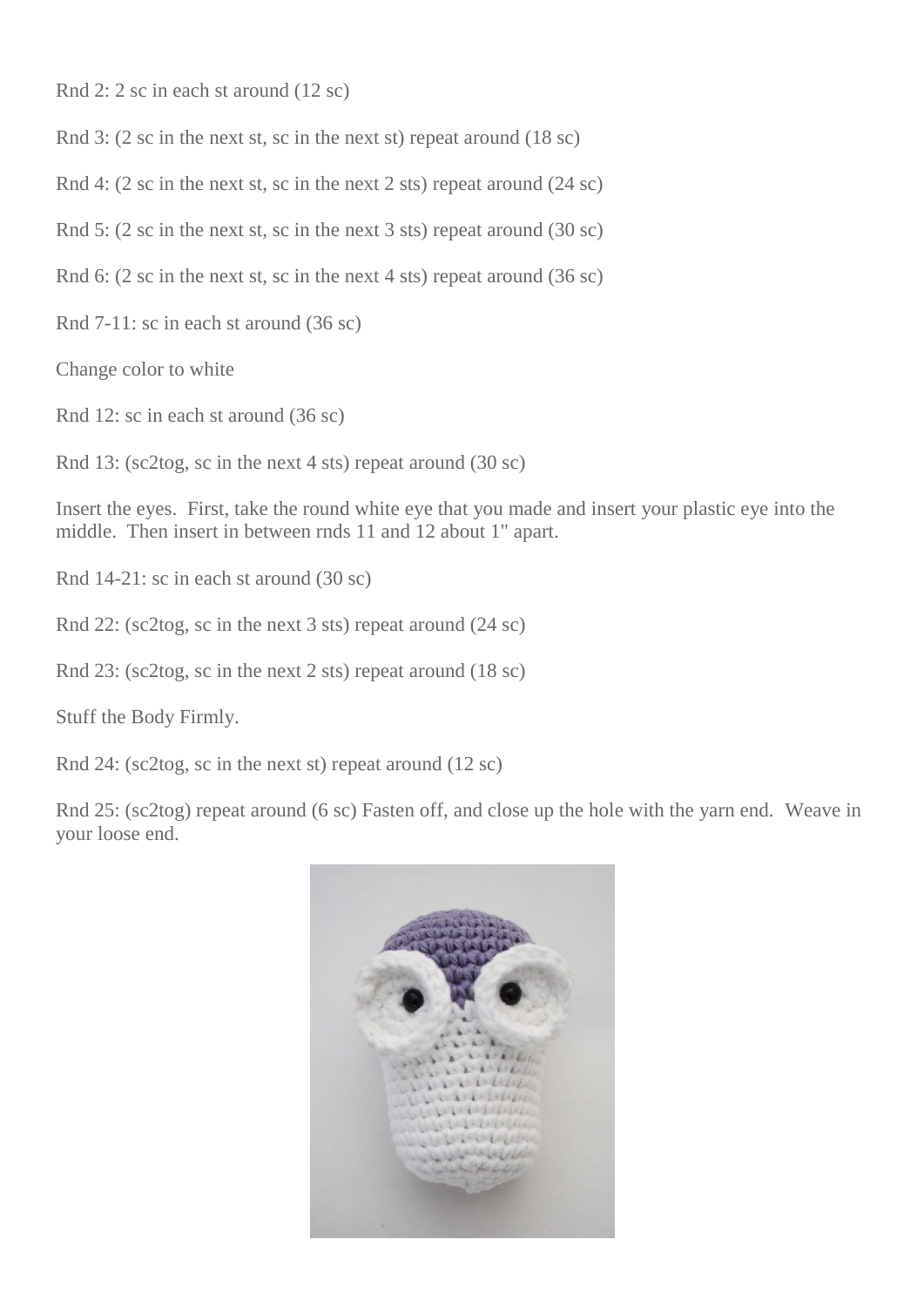Rnd 2: 2 sc in each st around (12 sc)

Rnd 3: (2 sc in the next st, sc in the next st) repeat around (18 sc)

Rnd 4: (2 sc in the next st, sc in the next 2 sts) repeat around (24 sc)

Rnd 5: (2 sc in the next st, sc in the next 3 sts) repeat around (30 sc)

Rnd 6: (2 sc in the next st, sc in the next 4 sts) repeat around (36 sc)

Rnd 7-11: sc in each st around (36 sc)

Change color to white

Rnd 12: sc in each st around (36 sc)

Rnd 13: (sc2tog, sc in the next 4 sts) repeat around (30 sc)

Insert the eyes. First, take the round white eye that you made and insert your plastic eye into the middle. Then insert in between rnds 11 and 12 about 1" apart.

Rnd 14-21: sc in each st around (30 sc)

Rnd 22: (sc2tog, sc in the next 3 sts) repeat around (24 sc)

Rnd 23: (sc2tog, sc in the next 2 sts) repeat around (18 sc)

Stuff the Body Firmly.

Rnd 24: (sc2tog, sc in the next st) repeat around (12 sc)

Rnd 25: (sc2tog) repeat around (6 sc) Fasten off, and close up the hole with the yarn end. Weave in your loose end.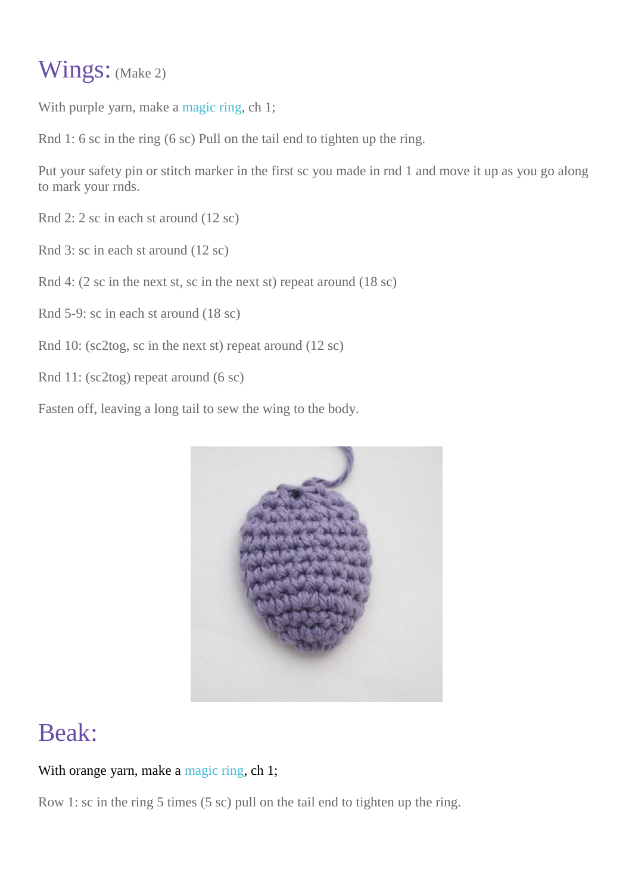# Wings: (Make 2)

With purple yarn, make a magic ring, ch 1;

Rnd 1: 6 sc in the ring (6 sc) Pull on the tail end to tighten up the ring.

Put your safety pin or stitch marker in the first sc you made in rnd 1 and move it up as you go along to mark your rnds.

Rnd 2: 2 sc in each st around (12 sc)

Rnd 3: sc in each st around (12 sc)

Rnd 4: (2 sc in the next st, sc in the next st) repeat around (18 sc)

Rnd 5-9: sc in each st around (18 sc)

Rnd 10: (sc2tog, sc in the next st) repeat around (12 sc)

Rnd 11: (sc2tog) repeat around (6 sc)

Fasten off, leaving a long tail to sew the wing to the body.

# Beak:

With orange yarn, make a magic ring, ch 1;

Row 1: sc in the ring 5 times (5 sc) pull on the tail end to tighten up the ring.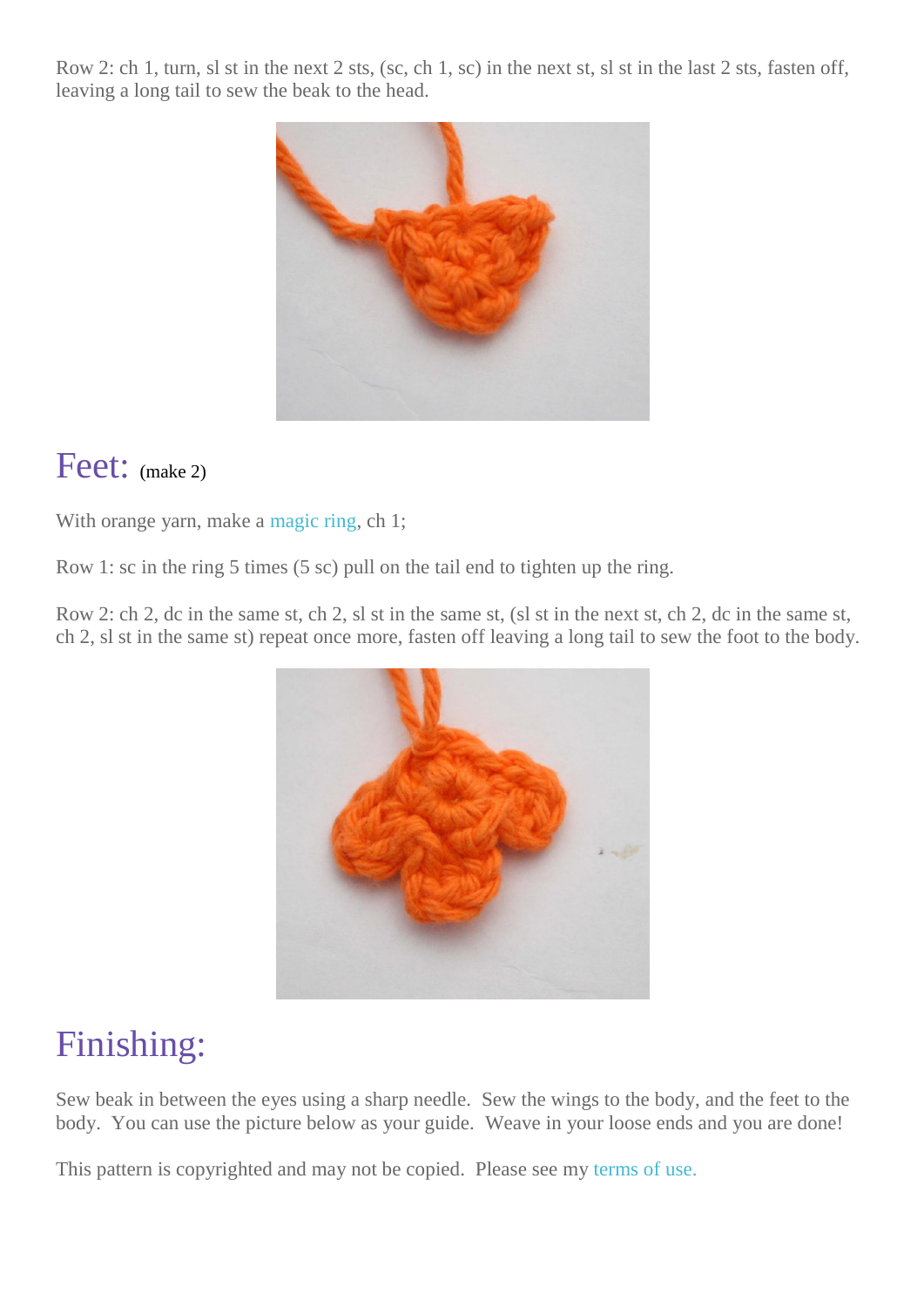Row 2: ch 1, turn, sl st in the next 2 sts, (sc, ch 1, sc) in the next st, sl st in the last 2 sts, fasten off, leaving a long tail to sew the beak to the head.

## Feet: (make 2)

With orange yarn, make a magic ring, ch 1;

Row 1: sc in the ring 5 times (5 sc) pull on the tail end to tighten up the ring.

Row 2: ch 2, dc in the same st, ch 2, sl st in the same st, (sl st in the next st, ch 2, dc in the same st, ch 2, sl st in the same st) repeat once more, fasten off leaving a long tail to sew the foot to the body.

## Finishing:

Sew beak in between the eyes using a sharp needle. Sew the wings to the body, and the feet to the body. You can use the picture below as your guide. Weave in your loose ends and you are done!

This pattern is copyrighted and may not be copied. Please see my terms of use.